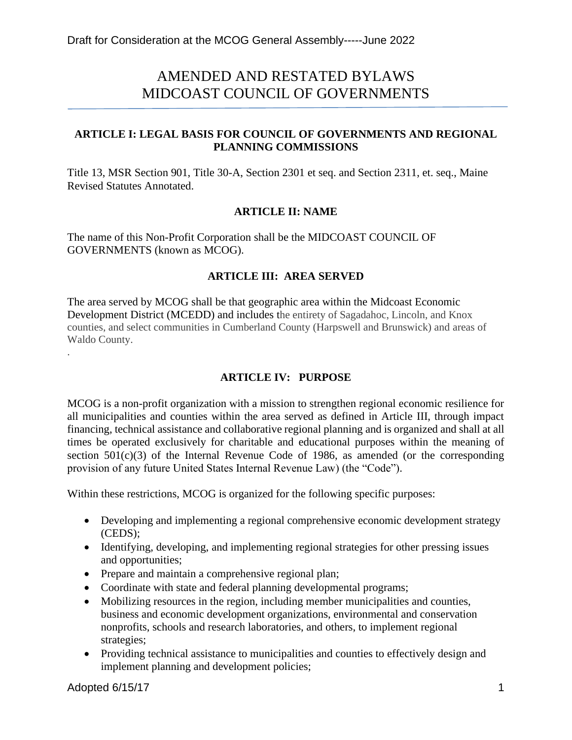# AMENDED AND RESTATED BYLAWS
# MIDCOAST COUNCIL OF GOVERNMENTS

## ARTICLE I: LEGAL BASIS FOR COUNCIL OF GOVERNMENTS AND REGIONAL PLANNING COMMISSIONS

Title 13, MSR Section 901, Title 30-A, Section 2301 et seq. and Section 2311, et. seq., Maine Revised Statutes Annotated.

## ARTICLE II: NAME

The name of this Non-Profit Corporation shall be the MIDCOAST COUNCIL OF GOVERNMENTS (known as MCOG).

## ARTICLE III: AREA SERVED

The area served by MCOG shall be that geographic area within the Midcoast Economic Development District (MCEDD) and includes the entirety of Sagadahoc, Lincoln, and Knox counties, and select communities in Cumberland County (Harpswell and Brunswick) and areas of Waldo County.

.

## ARTICLE IV: PURPOSE

MCOG is a non-profit organization with a mission to strengthen regional economic resilience for all municipalities and counties within the area served as defined in Article III, through impact financing, technical assistance and collaborative regional planning and is organized and shall at all times be operated exclusively for charitable and educational purposes within the meaning of section 501(c)(3) of the Internal Revenue Code of 1986, as amended (or the corresponding provision of any future United States Internal Revenue Law) (the "Code").

Within these restrictions, MCOG is organized for the following specific purposes:

- Developing and implementing a regional comprehensive economic development strategy (CEDS);
- Identifying, developing, and implementing regional strategies for other pressing issues and opportunities;
- Prepare and maintain a comprehensive regional plan;
- Coordinate with state and federal planning developmental programs;
- Mobilizing resources in the region, including member municipalities and counties, business and economic development organizations, environmental and conservation nonprofits, schools and research laboratories, and others, to implement regional strategies;
- Providing technical assistance to municipalities and counties to effectively design and implement planning and development policies;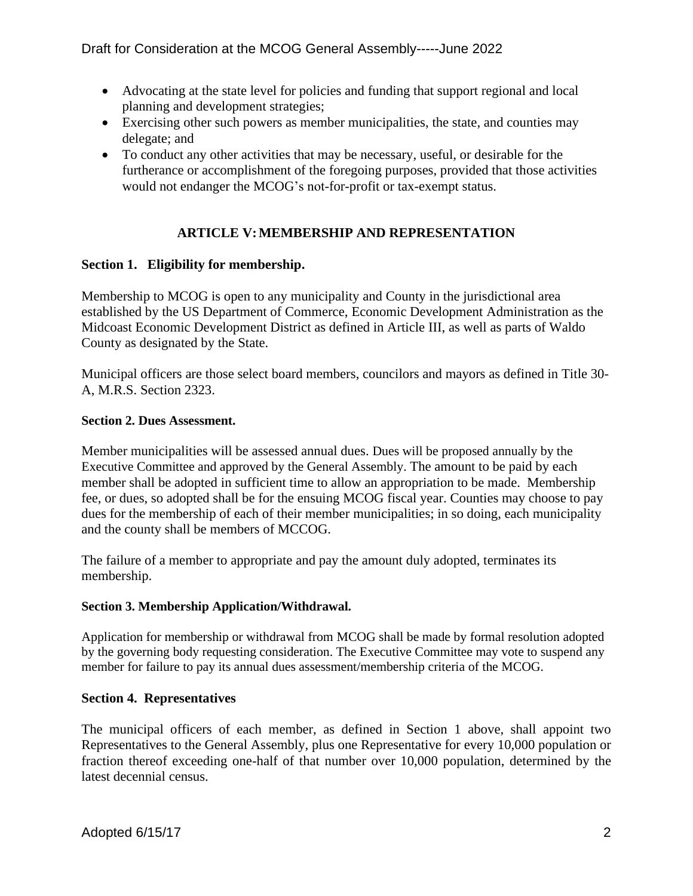- Advocating at the state level for policies and funding that support regional and local planning and development strategies;
- Exercising other such powers as member municipalities, the state, and counties may delegate; and
- To conduct any other activities that may be necessary, useful, or desirable for the furtherance or accomplishment of the foregoing purposes, provided that those activities would not endanger the MCOG's not-for-profit or tax-exempt status.

## ARTICLE V: MEMBERSHIP AND REPRESENTATION

**Section 1. Eligibility for membership.**

Membership to MCOG is open to any municipality and County in the jurisdictional area established by the US Department of Commerce, Economic Development Administration as the Midcoast Economic Development District as defined in Article III, as well as parts of Waldo County as designated by the State.

Municipal officers are those select board members, councilors and mayors as defined in Title 30-A, M.R.S. Section 2323.

**Section 2. Dues Assessment.**

Member municipalities will be assessed annual dues. Dues will be proposed annually by the Executive Committee and approved by the General Assembly. The amount to be paid by each member shall be adopted in sufficient time to allow an appropriation to be made. Membership fee, or dues, so adopted shall be for the ensuing MCOG fiscal year. Counties may choose to pay dues for the membership of each of their member municipalities; in so doing, each municipality and the county shall be members of MCCOG.

The failure of a member to appropriate and pay the amount duly adopted, terminates its membership.

**Section 3. Membership Application/Withdrawal.**

Application for membership or withdrawal from MCOG shall be made by formal resolution adopted by the governing body requesting consideration. The Executive Committee may vote to suspend any member for failure to pay its annual dues assessment/membership criteria of the MCOG.

**Section 4. Representatives**

The municipal officers of each member, as defined in Section 1 above, shall appoint two Representatives to the General Assembly, plus one Representative for every 10,000 population or fraction thereof exceeding one-half of that number over 10,000 population, determined by the latest decennial census.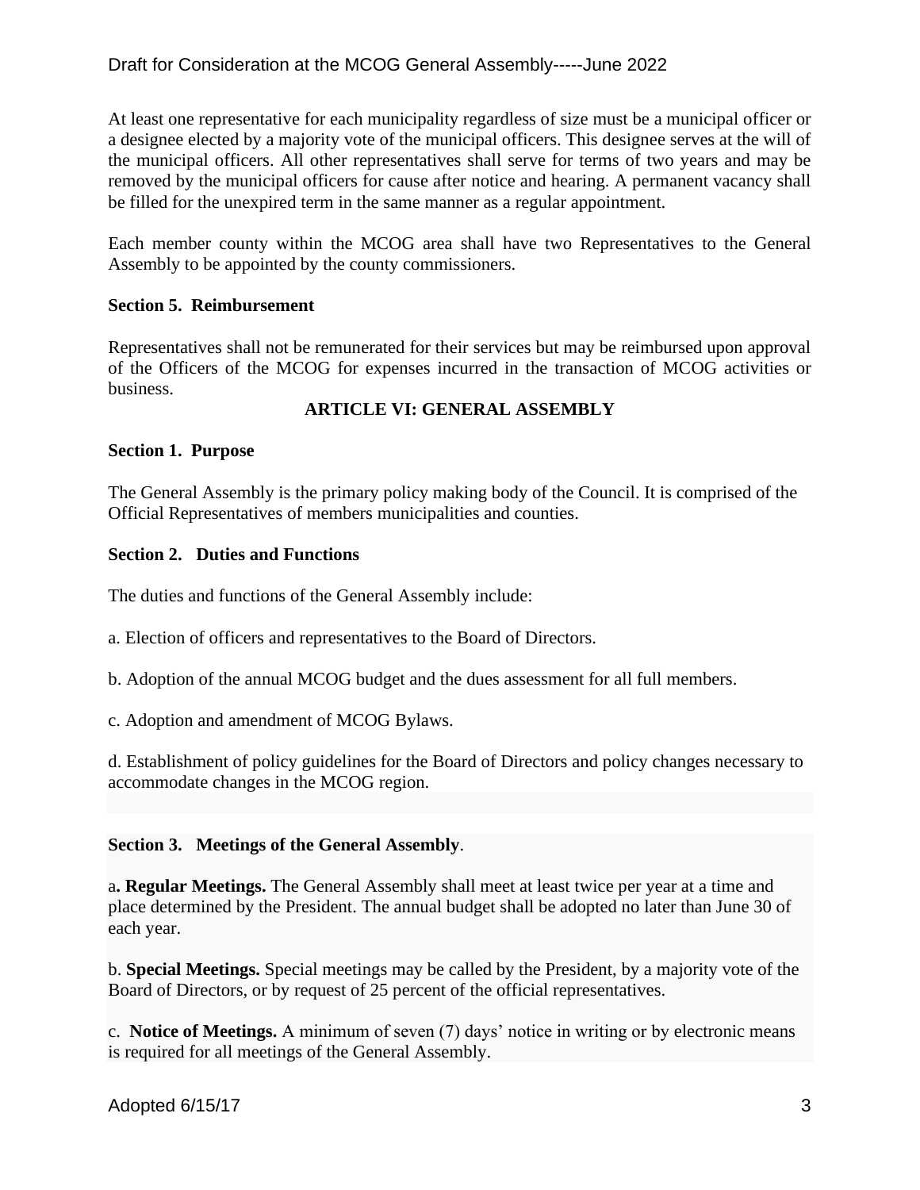At least one representative for each municipality regardless of size must be a municipal officer or a designee elected by a majority vote of the municipal officers. This designee serves at the will of the municipal officers. All other representatives shall serve for terms of two years and may be removed by the municipal officers for cause after notice and hearing. A permanent vacancy shall be filled for the unexpired term in the same manner as a regular appointment.

Each member county within the MCOG area shall have two Representatives to the General Assembly to be appointed by the county commissioners.

**Section 5. Reimbursement**

Representatives shall not be remunerated for their services but may be reimbursed upon approval of the Officers of the MCOG for expenses incurred in the transaction of MCOG activities or business.

## ARTICLE VI: GENERAL ASSEMBLY

**Section 1. Purpose**

The General Assembly is the primary policy making body of the Council. It is comprised of the Official Representatives of members municipalities and counties.

**Section 2. Duties and Functions**

The duties and functions of the General Assembly include:

a. Election of officers and representatives to the Board of Directors.

b. Adoption of the annual MCOG budget and the dues assessment for all full members.

c. Adoption and amendment of MCOG Bylaws.

d. Establishment of policy guidelines for the Board of Directors and policy changes necessary to accommodate changes in the MCOG region.

**Section 3. Meetings of the General Assembly**.

a**. Regular Meetings.** The General Assembly shall meet at least twice per year at a time and place determined by the President. The annual budget shall be adopted no later than June 30 of each year.

b. **Special Meetings.** Special meetings may be called by the President, by a majority vote of the Board of Directors, or by request of 25 percent of the official representatives.

c. **Notice of Meetings.** A minimum of seven (7) days' notice in writing or by electronic means is required for all meetings of the General Assembly.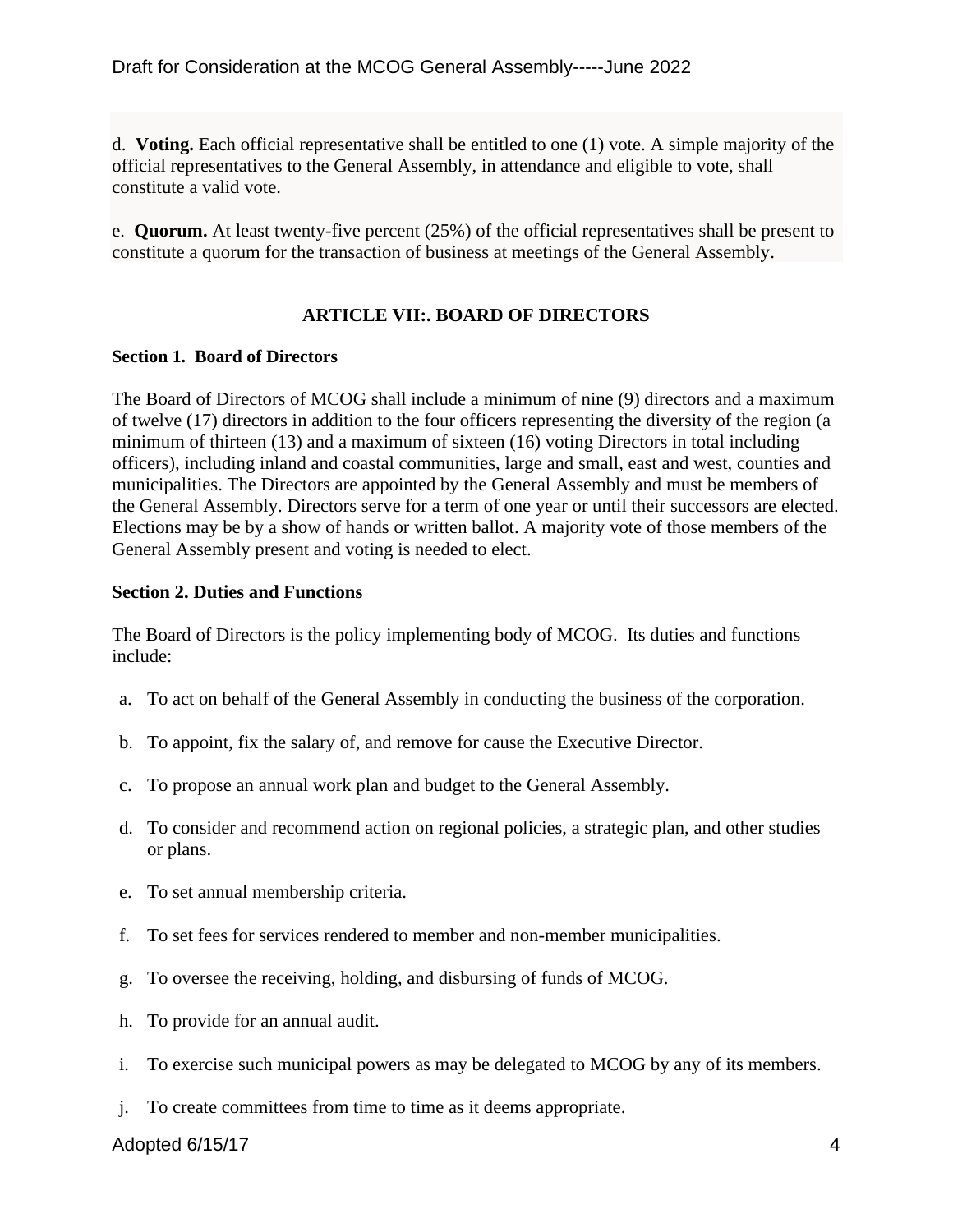d. **Voting.** Each official representative shall be entitled to one (1) vote. A simple majority of the official representatives to the General Assembly, in attendance and eligible to vote, shall constitute a valid vote.

e. **Quorum.** At least twenty-five percent (25%) of the official representatives shall be present to constitute a quorum for the transaction of business at meetings of the General Assembly.

## ARTICLE VII:. BOARD OF DIRECTORS

**Section 1. Board of Directors**

The Board of Directors of MCOG shall include a minimum of nine (9) directors and a maximum of twelve (17) directors in addition to the four officers representing the diversity of the region (a minimum of thirteen (13) and a maximum of sixteen (16) voting Directors in total including officers), including inland and coastal communities, large and small, east and west, counties and municipalities. The Directors are appointed by the General Assembly and must be members of the General Assembly. Directors serve for a term of one year or until their successors are elected. Elections may be by a show of hands or written ballot. A majority vote of those members of the General Assembly present and voting is needed to elect.

**Section 2. Duties and Functions**

The Board of Directors is the policy implementing body of MCOG. Its duties and functions include:

a. To act on behalf of the General Assembly in conducting the business of the corporation.

b. To appoint, fix the salary of, and remove for cause the Executive Director.

c. To propose an annual work plan and budget to the General Assembly.

d. To consider and recommend action on regional policies, a strategic plan, and other studies or plans.

e. To set annual membership criteria.

f. To set fees for services rendered to member and non-member municipalities.

g. To oversee the receiving, holding, and disbursing of funds of MCOG.

h. To provide for an annual audit.

i. To exercise such municipal powers as may be delegated to MCOG by any of its members.

j. To create committees from time to time as it deems appropriate.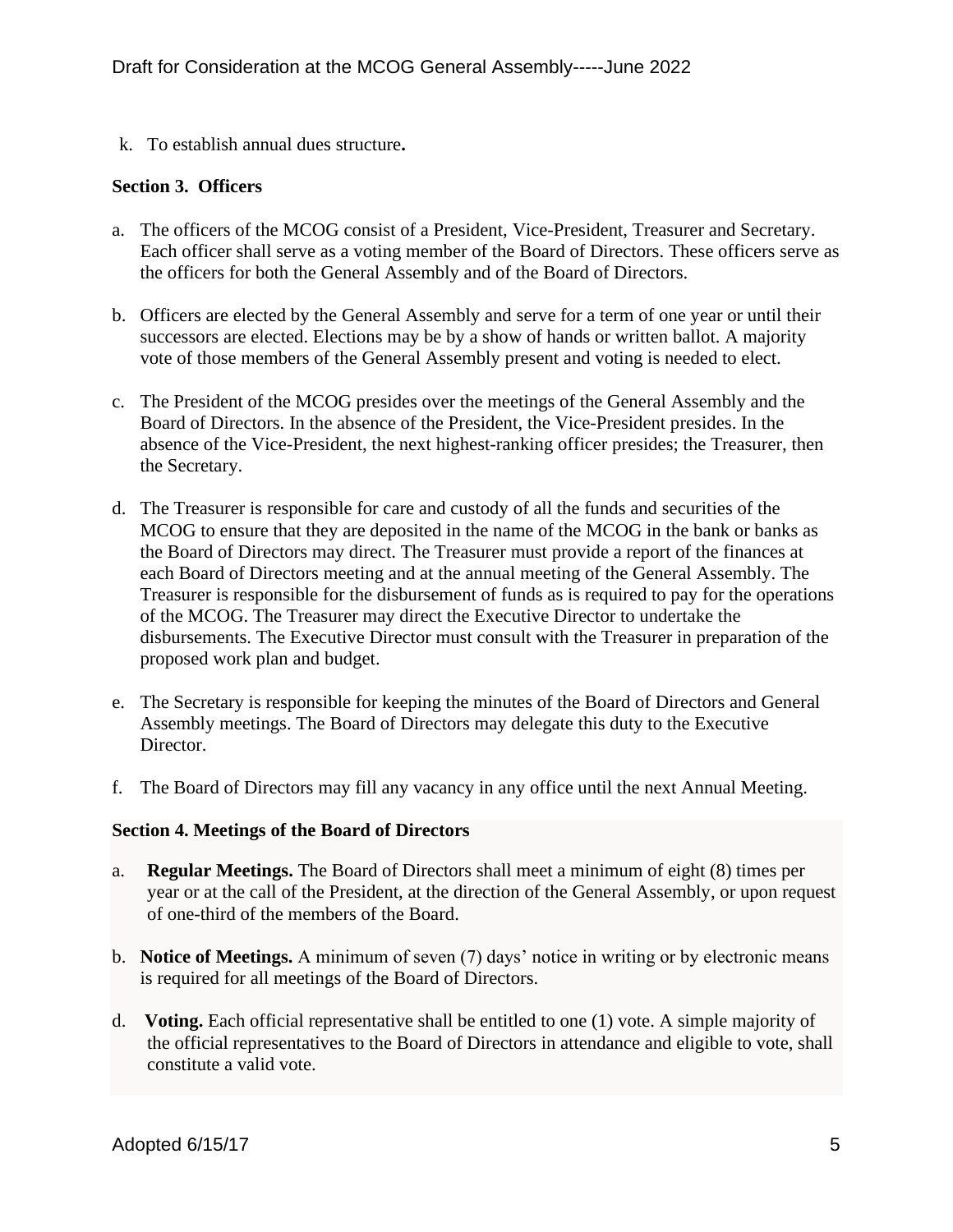k. To establish annual dues structure**.**

**Section 3. Officers**

a. The officers of the MCOG consist of a President, Vice-President, Treasurer and Secretary. Each officer shall serve as a voting member of the Board of Directors. These officers serve as the officers for both the General Assembly and of the Board of Directors.

b. Officers are elected by the General Assembly and serve for a term of one year or until their successors are elected. Elections may be by a show of hands or written ballot. A majority vote of those members of the General Assembly present and voting is needed to elect.

c. The President of the MCOG presides over the meetings of the General Assembly and the Board of Directors. In the absence of the President, the Vice-President presides. In the absence of the Vice-President, the next highest-ranking officer presides; the Treasurer, then the Secretary.

d. The Treasurer is responsible for care and custody of all the funds and securities of the MCOG to ensure that they are deposited in the name of the MCOG in the bank or banks as the Board of Directors may direct. The Treasurer must provide a report of the finances at each Board of Directors meeting and at the annual meeting of the General Assembly. The Treasurer is responsible for the disbursement of funds as is required to pay for the operations of the MCOG. The Treasurer may direct the Executive Director to undertake the disbursements. The Executive Director must consult with the Treasurer in preparation of the proposed work plan and budget.

e. The Secretary is responsible for keeping the minutes of the Board of Directors and General Assembly meetings. The Board of Directors may delegate this duty to the Executive Director.

f. The Board of Directors may fill any vacancy in any office until the next Annual Meeting.

**Section 4. Meetings of the Board of Directors**

a. **Regular Meetings.** The Board of Directors shall meet a minimum of eight (8) times per year or at the call of the President, at the direction of the General Assembly, or upon request of one-third of the members of the Board.

b. **Notice of Meetings.** A minimum of seven (7) days' notice in writing or by electronic means is required for all meetings of the Board of Directors.

d. **Voting.** Each official representative shall be entitled to one (1) vote. A simple majority of the official representatives to the Board of Directors in attendance and eligible to vote, shall constitute a valid vote.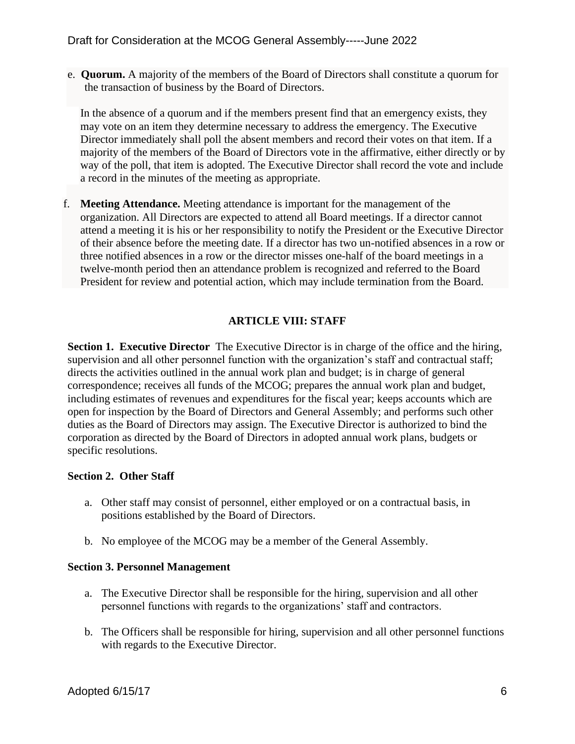e. **Quorum.** A majority of the members of the Board of Directors shall constitute a quorum for the transaction of business by the Board of Directors.

In the absence of a quorum and if the members present find that an emergency exists, they may vote on an item they determine necessary to address the emergency. The Executive Director immediately shall poll the absent members and record their votes on that item. If a majority of the members of the Board of Directors vote in the affirmative, either directly or by way of the poll, that item is adopted. The Executive Director shall record the vote and include a record in the minutes of the meeting as appropriate.

f. **Meeting Attendance.** Meeting attendance is important for the management of the organization. All Directors are expected to attend all Board meetings. If a director cannot attend a meeting it is his or her responsibility to notify the President or the Executive Director of their absence before the meeting date. If a director has two un-notified absences in a row or three notified absences in a row or the director misses one-half of the board meetings in a twelve-month period then an attendance problem is recognized and referred to the Board President for review and potential action, which may include termination from the Board.

## ARTICLE VIII: STAFF

**Section 1. Executive Director** The Executive Director is in charge of the office and the hiring, supervision and all other personnel function with the organization's staff and contractual staff; directs the activities outlined in the annual work plan and budget; is in charge of general correspondence; receives all funds of the MCOG; prepares the annual work plan and budget, including estimates of revenues and expenditures for the fiscal year; keeps accounts which are open for inspection by the Board of Directors and General Assembly; and performs such other duties as the Board of Directors may assign. The Executive Director is authorized to bind the corporation as directed by the Board of Directors in adopted annual work plans, budgets or specific resolutions.

**Section 2. Other Staff**

a. Other staff may consist of personnel, either employed or on a contractual basis, in positions established by the Board of Directors.

b. No employee of the MCOG may be a member of the General Assembly.

**Section 3. Personnel Management**

a. The Executive Director shall be responsible for the hiring, supervision and all other personnel functions with regards to the organizations' staff and contractors.

b. The Officers shall be responsible for hiring, supervision and all other personnel functions with regards to the Executive Director.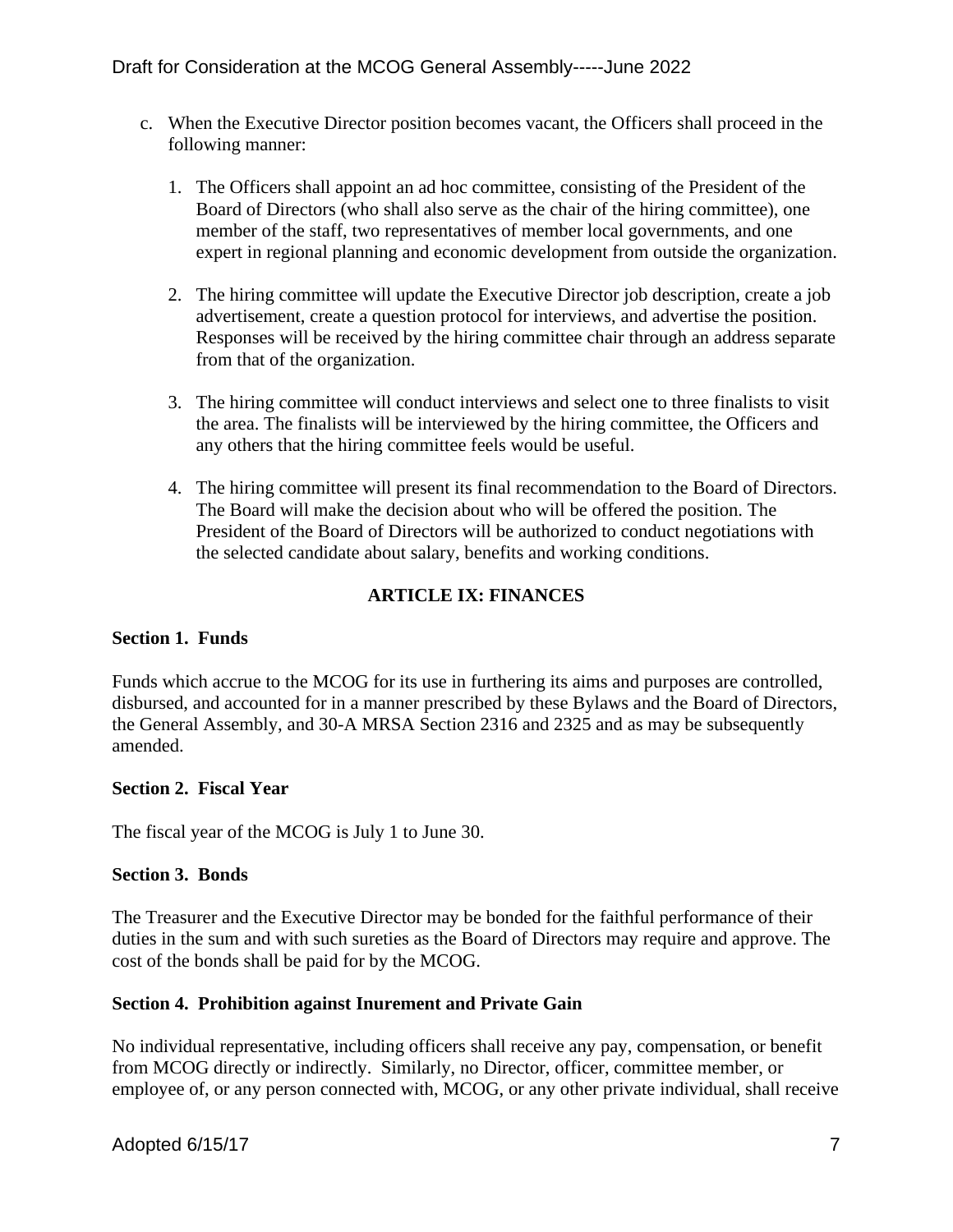c. When the Executive Director position becomes vacant, the Officers shall proceed in the following manner:

   1. The Officers shall appoint an ad hoc committee, consisting of the President of the Board of Directors (who shall also serve as the chair of the hiring committee), one member of the staff, two representatives of member local governments, and one expert in regional planning and economic development from outside the organization.

   2. The hiring committee will update the Executive Director job description, create a job advertisement, create a question protocol for interviews, and advertise the position. Responses will be received by the hiring committee chair through an address separate from that of the organization.

   3. The hiring committee will conduct interviews and select one to three finalists to visit the area. The finalists will be interviewed by the hiring committee, the Officers and any others that the hiring committee feels would be useful.

   4. The hiring committee will present its final recommendation to the Board of Directors. The Board will make the decision about who will be offered the position. The President of the Board of Directors will be authorized to conduct negotiations with the selected candidate about salary, benefits and working conditions.

## ARTICLE IX: FINANCES

**Section 1. Funds**

Funds which accrue to the MCOG for its use in furthering its aims and purposes are controlled, disbursed, and accounted for in a manner prescribed by these Bylaws and the Board of Directors, the General Assembly, and 30-A MRSA Section 2316 and 2325 and as may be subsequently amended.

**Section 2. Fiscal Year**

The fiscal year of the MCOG is July 1 to June 30.

**Section 3. Bonds**

The Treasurer and the Executive Director may be bonded for the faithful performance of their duties in the sum and with such sureties as the Board of Directors may require and approve. The cost of the bonds shall be paid for by the MCOG.

**Section 4. Prohibition against Inurement and Private Gain**

No individual representative, including officers shall receive any pay, compensation, or benefit from MCOG directly or indirectly. Similarly, no Director, officer, committee member, or employee of, or any person connected with, MCOG, or any other private individual, shall receive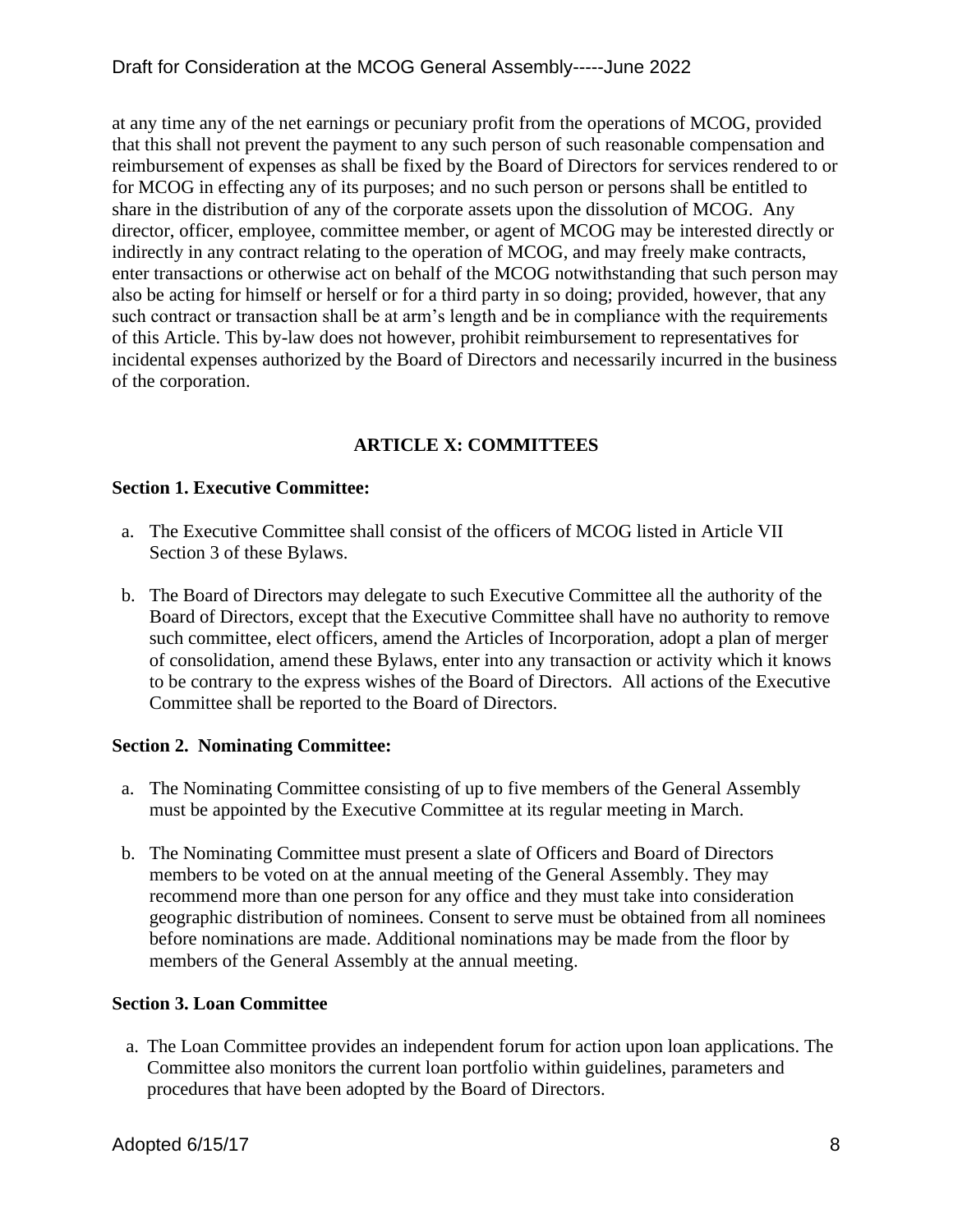at any time any of the net earnings or pecuniary profit from the operations of MCOG, provided that this shall not prevent the payment to any such person of such reasonable compensation and reimbursement of expenses as shall be fixed by the Board of Directors for services rendered to or for MCOG in effecting any of its purposes; and no such person or persons shall be entitled to share in the distribution of any of the corporate assets upon the dissolution of MCOG. Any director, officer, employee, committee member, or agent of MCOG may be interested directly or indirectly in any contract relating to the operation of MCOG, and may freely make contracts, enter transactions or otherwise act on behalf of the MCOG notwithstanding that such person may also be acting for himself or herself or for a third party in so doing; provided, however, that any such contract or transaction shall be at arm's length and be in compliance with the requirements of this Article. This by-law does not however, prohibit reimbursement to representatives for incidental expenses authorized by the Board of Directors and necessarily incurred in the business of the corporation.

## ARTICLE X: COMMITTEES

**Section 1. Executive Committee:**

a. The Executive Committee shall consist of the officers of MCOG listed in Article VII Section 3 of these Bylaws.

b. The Board of Directors may delegate to such Executive Committee all the authority of the Board of Directors, except that the Executive Committee shall have no authority to remove such committee, elect officers, amend the Articles of Incorporation, adopt a plan of merger of consolidation, amend these Bylaws, enter into any transaction or activity which it knows to be contrary to the express wishes of the Board of Directors. All actions of the Executive Committee shall be reported to the Board of Directors.

**Section 2. Nominating Committee:**

a. The Nominating Committee consisting of up to five members of the General Assembly must be appointed by the Executive Committee at its regular meeting in March.

b. The Nominating Committee must present a slate of Officers and Board of Directors members to be voted on at the annual meeting of the General Assembly. They may recommend more than one person for any office and they must take into consideration geographic distribution of nominees. Consent to serve must be obtained from all nominees before nominations are made. Additional nominations may be made from the floor by members of the General Assembly at the annual meeting.

**Section 3. Loan Committee**

a. The Loan Committee provides an independent forum for action upon loan applications. The Committee also monitors the current loan portfolio within guidelines, parameters and procedures that have been adopted by the Board of Directors.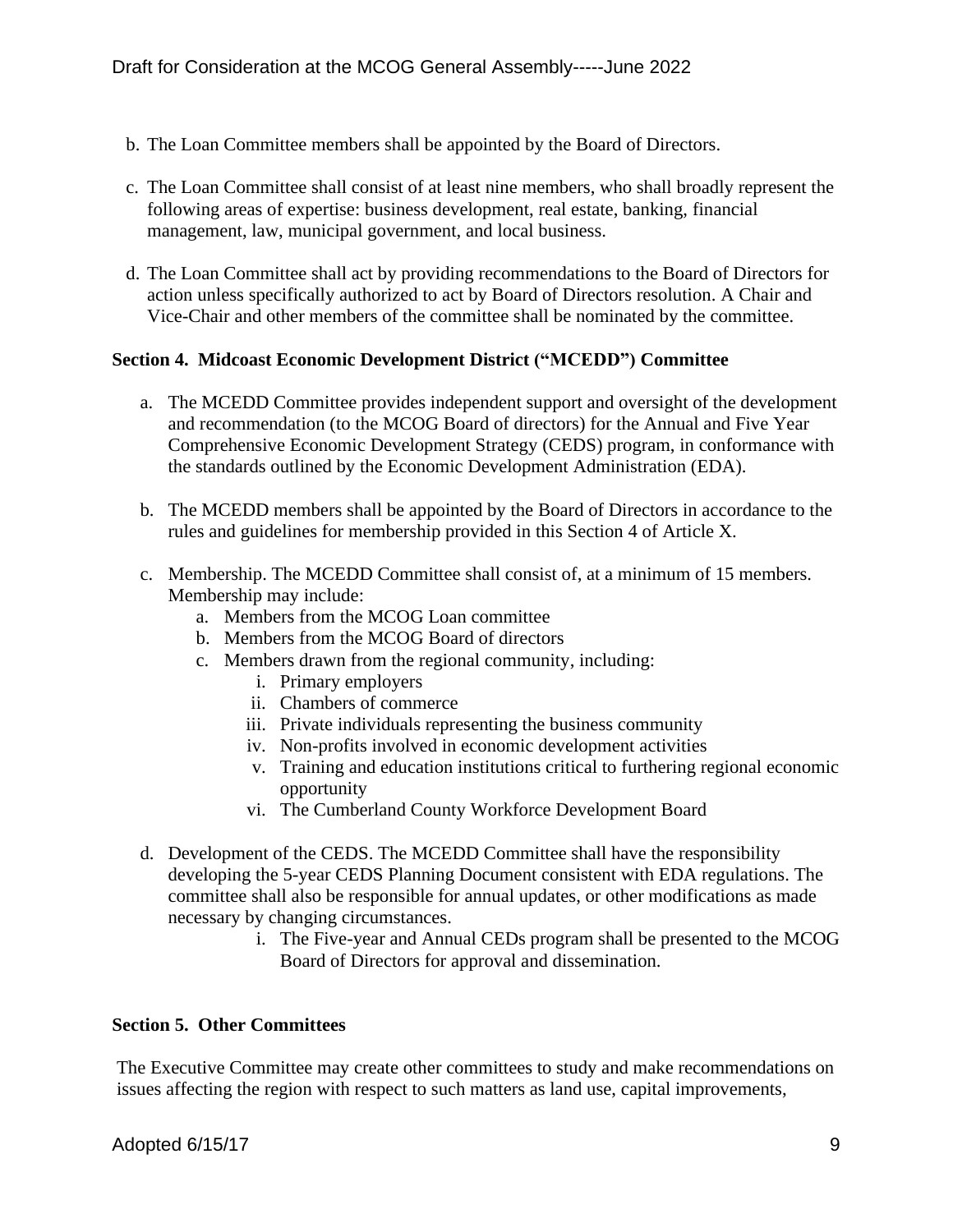b. The Loan Committee members shall be appointed by the Board of Directors.

c. The Loan Committee shall consist of at least nine members, who shall broadly represent the following areas of expertise: business development, real estate, banking, financial management, law, municipal government, and local business.

d. The Loan Committee shall act by providing recommendations to the Board of Directors for action unless specifically authorized to act by Board of Directors resolution. A Chair and Vice-Chair and other members of the committee shall be nominated by the committee.

**Section 4. Midcoast Economic Development District ("MCEDD") Committee**

a. The MCEDD Committee provides independent support and oversight of the development and recommendation (to the MCOG Board of directors) for the Annual and Five Year Comprehensive Economic Development Strategy (CEDS) program, in conformance with the standards outlined by the Economic Development Administration (EDA).

b. The MCEDD members shall be appointed by the Board of Directors in accordance to the rules and guidelines for membership provided in this Section 4 of Article X.

c. Membership. The MCEDD Committee shall consist of, at a minimum of 15 members. Membership may include:
   a. Members from the MCOG Loan committee
   b. Members from the MCOG Board of directors
   c. Members drawn from the regional community, including:
      i. Primary employers
      ii. Chambers of commerce
      iii. Private individuals representing the business community
      iv. Non-profits involved in economic development activities
      v. Training and education institutions critical to furthering regional economic opportunity
      vi. The Cumberland County Workforce Development Board

d. Development of the CEDS. The MCEDD Committee shall have the responsibility developing the 5-year CEDS Planning Document consistent with EDA regulations. The committee shall also be responsible for annual updates, or other modifications as made necessary by changing circumstances.
   i. The Five-year and Annual CEDs program shall be presented to the MCOG Board of Directors for approval and dissemination.

**Section 5. Other Committees**

The Executive Committee may create other committees to study and make recommendations on issues affecting the region with respect to such matters as land use, capital improvements,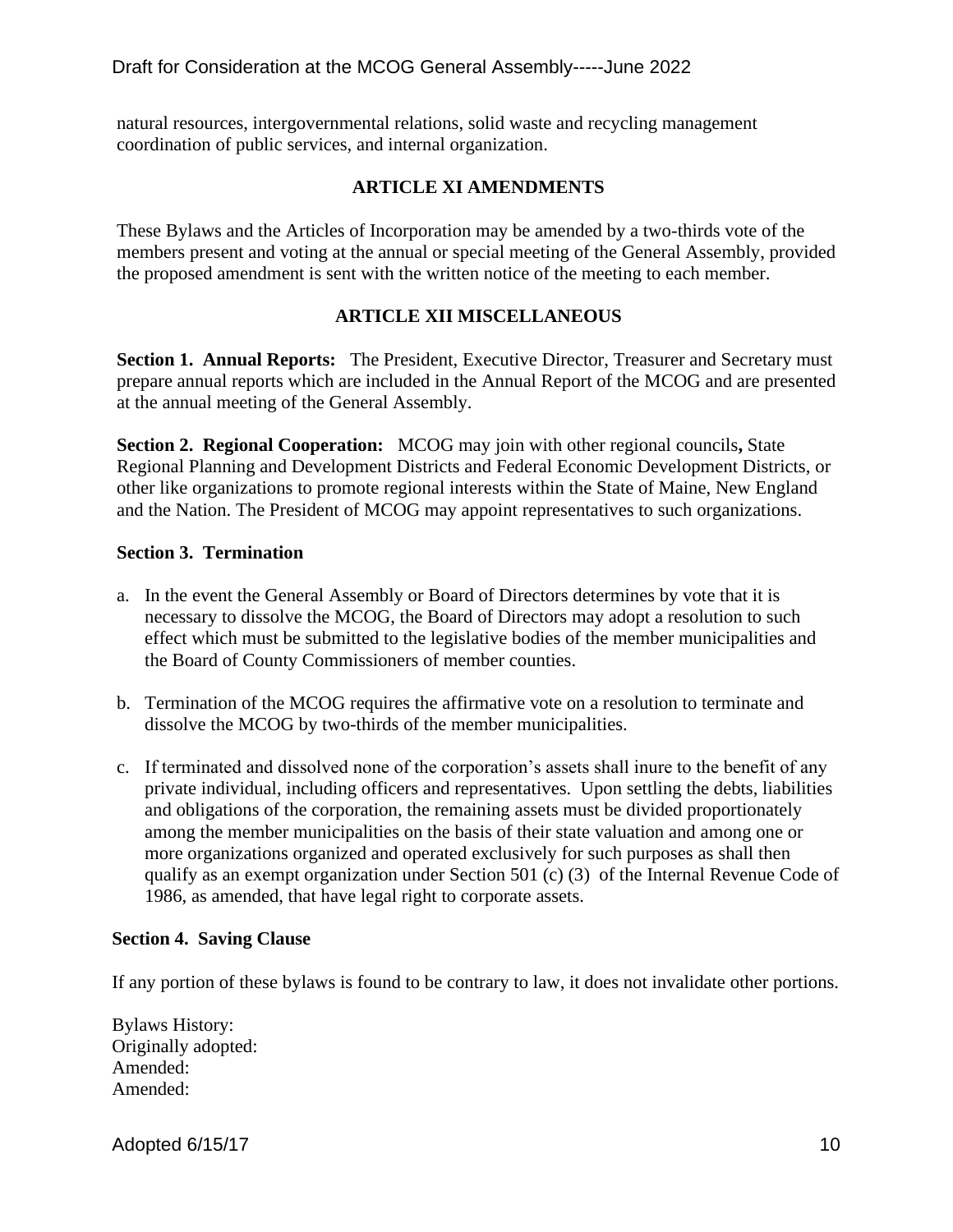natural resources, intergovernmental relations, solid waste and recycling management coordination of public services, and internal organization.

## ARTICLE XI AMENDMENTS

These Bylaws and the Articles of Incorporation may be amended by a two-thirds vote of the members present and voting at the annual or special meeting of the General Assembly, provided the proposed amendment is sent with the written notice of the meeting to each member.

## ARTICLE XII MISCELLANEOUS

**Section 1. Annual Reports:** The President, Executive Director, Treasurer and Secretary must prepare annual reports which are included in the Annual Report of the MCOG and are presented at the annual meeting of the General Assembly.

**Section 2. Regional Cooperation:** MCOG may join with other regional councils**,** State Regional Planning and Development Districts and Federal Economic Development Districts, or other like organizations to promote regional interests within the State of Maine, New England and the Nation. The President of MCOG may appoint representatives to such organizations.

**Section 3. Termination**

a. In the event the General Assembly or Board of Directors determines by vote that it is necessary to dissolve the MCOG, the Board of Directors may adopt a resolution to such effect which must be submitted to the legislative bodies of the member municipalities and the Board of County Commissioners of member counties.

b. Termination of the MCOG requires the affirmative vote on a resolution to terminate and dissolve the MCOG by two-thirds of the member municipalities.

c. If terminated and dissolved none of the corporation's assets shall inure to the benefit of any private individual, including officers and representatives. Upon settling the debts, liabilities and obligations of the corporation, the remaining assets must be divided proportionately among the member municipalities on the basis of their state valuation and among one or more organizations organized and operated exclusively for such purposes as shall then qualify as an exempt organization under Section 501 (c) (3) of the Internal Revenue Code of 1986, as amended, that have legal right to corporate assets.

**Section 4. Saving Clause**

If any portion of these bylaws is found to be contrary to law, it does not invalidate other portions.

Bylaws History:
Originally adopted:
Amended:
Amended:

Adopted 6/15/17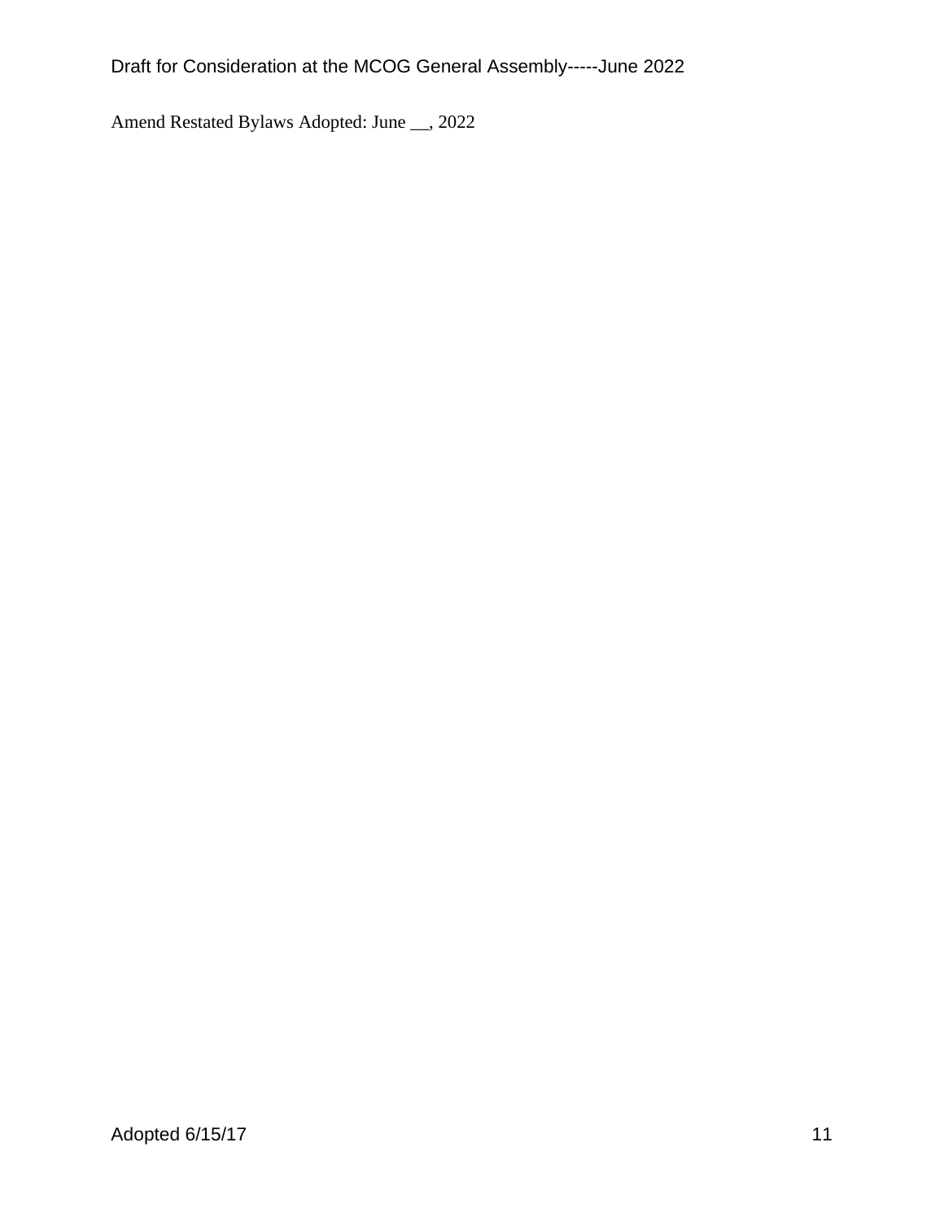Amend Restated Bylaws Adopted: June __, 2022